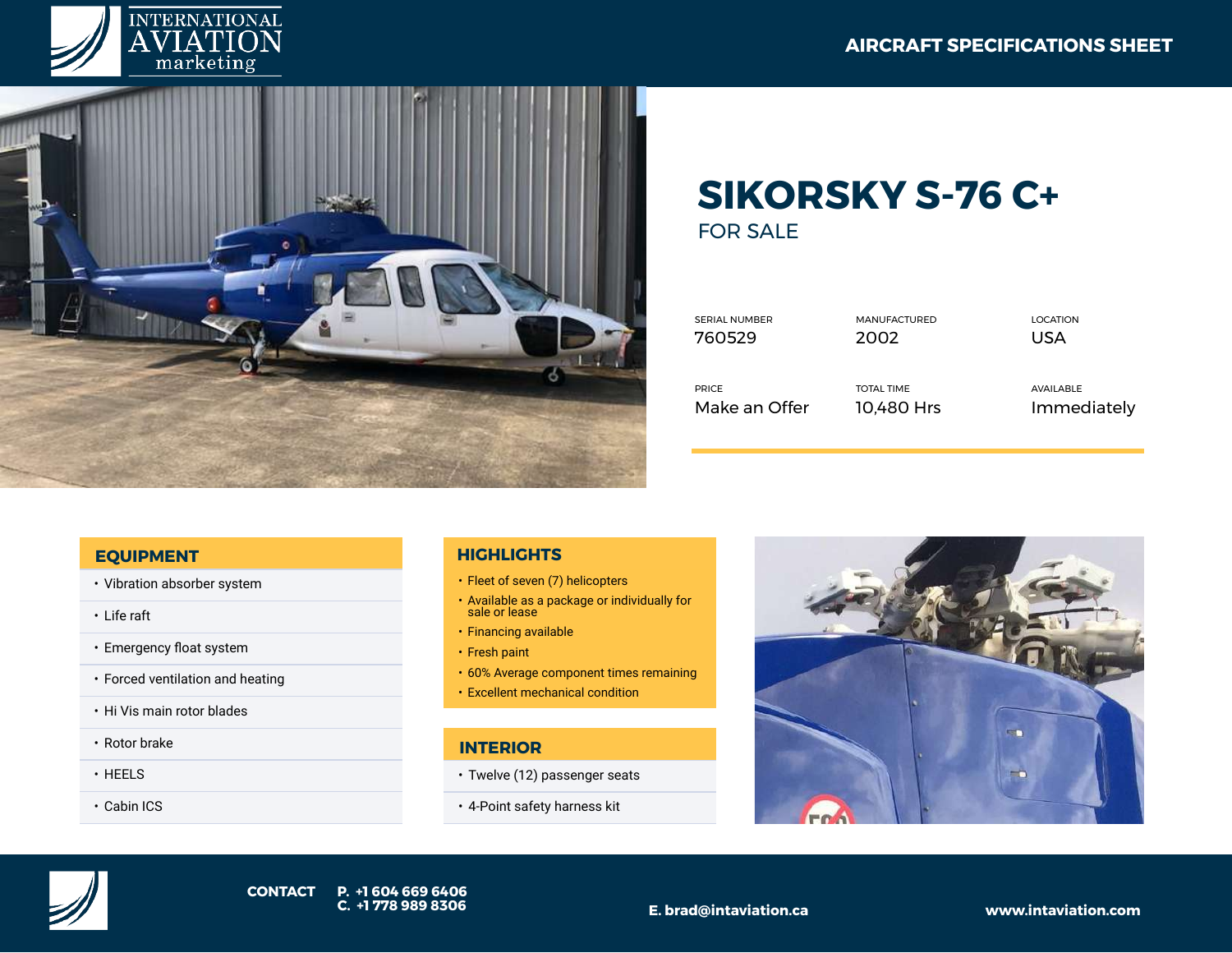INTERNATIONAL AVIATION marketing

AIRCRAFT SPECIFICATIONS SHEET

# SIKORSKY S-76 C+

FOR SALE

| SERIAL NUMBER | MANUFACTURED | LOCATION |
| --- | --- | --- |
| 760529 | 2002 | USA |
| **PRICE** | **TOTAL TIME** | **AVAILABLE** |
| Make an Offer | 10,480 Hrs | Immediately |

## EQUIPMENT

- Vibration absorber system
- Life raft
- Emergency float system
- Forced ventilation and heating
- Hi Vis main rotor blades
- Rotor brake
- HEELS
- Cabin ICS

## HIGHLIGHTS

- Fleet of seven (7) helicopters
- Available as a package or individually for sale or lease
- Financing available
- Fresh paint
- 60% Average component times remaining
- Excellent mechanical condition

## INTERIOR

- Twelve (12) passenger seats
- 4-Point safety harness kit

**CONTACT** P. +1 604 669 6406
C. +1 778 989 8306

E. brad@intaviation.ca

www.intaviation.com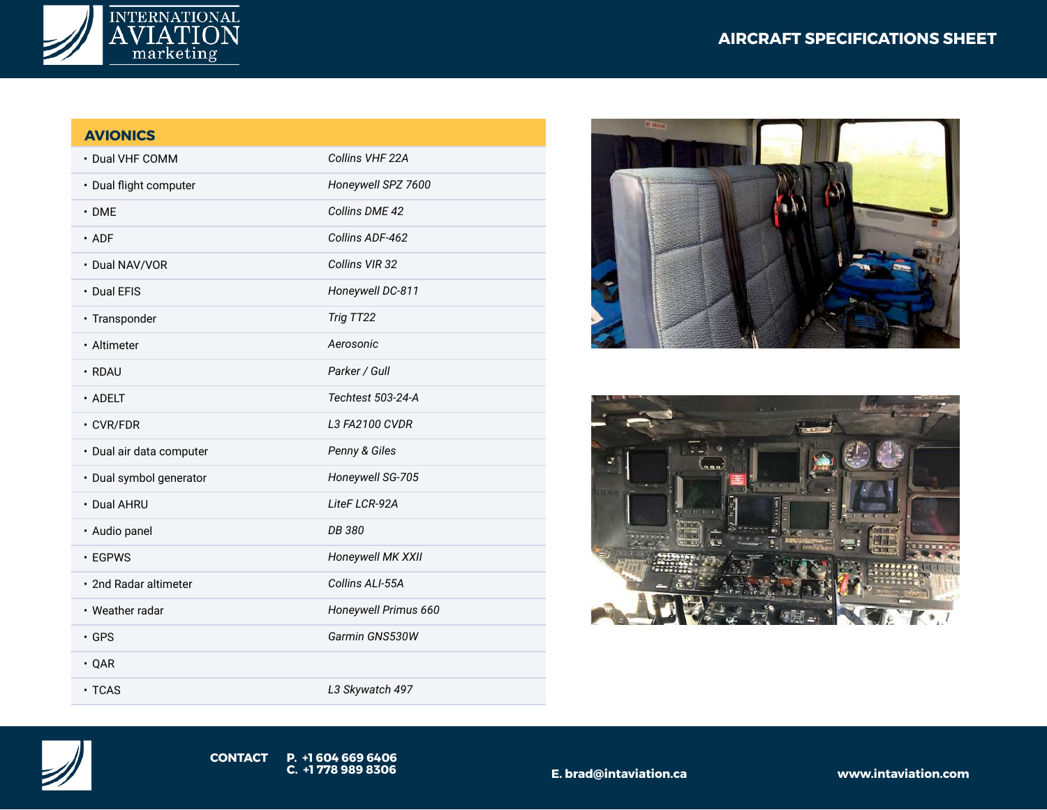## AVIONICS

| Item | Model |
| --- | --- |
| Dual VHF COMM | *Collins VHF 22A* |
| Dual flight computer | *Honeywell SPZ 7600* |
| DME | *Collins DME 42* |
| ADF | *Collins ADF-462* |
| Dual NAV/VOR | *Collins VIR 32* |
| Dual EFIS | *Honeywell DC-811* |
| Transponder | *Trig TT22* |
| Altimeter | *Aerosonic* |
| RDAU | *Parker / Gull* |
| ADELT | *Techtest 503-24-A* |
| CVR/FDR | *L3 FA2100 CVDR* |
| Dual air data computer | *Penny & Giles* |
| Dual symbol generator | *Honeywell SG-705* |
| Dual AHRU | *LiteF LCR-92A* |
| Audio panel | *DB 380* |
| EGPWS | *Honeywell MK XXII* |
| 2nd Radar altimeter | *Collins ALI-55A* |
| Weather radar | *Honeywell Primus 660* |
| GPS | *Garmin GNS530W* |
| QAR | |
| TCAS | *L3 Skywatch 497* |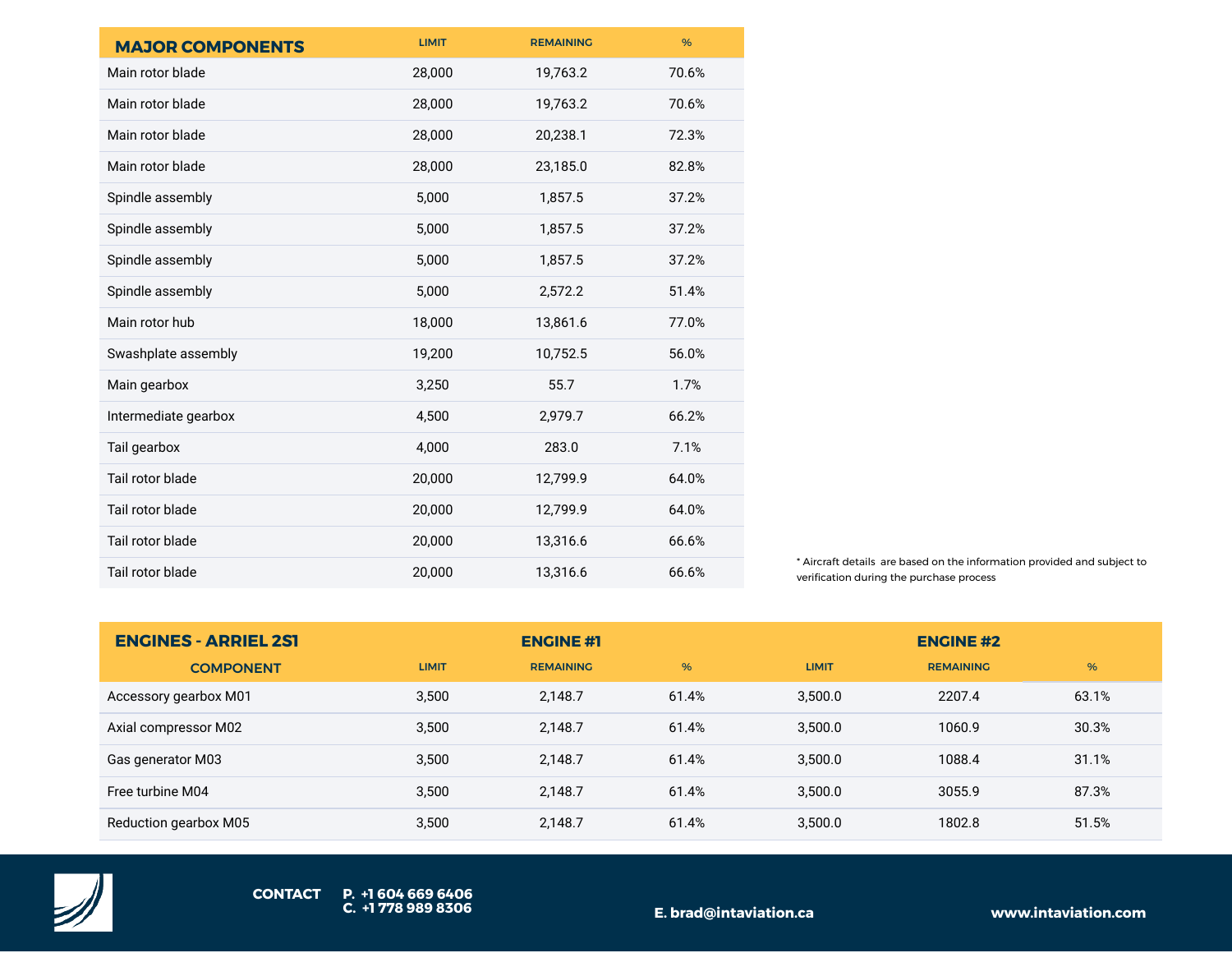| MAJOR COMPONENTS | LIMIT | REMAINING | % |
|---|---|---|---|
| Main rotor blade | 28,000 | 19,763.2 | 70.6% |
| Main rotor blade | 28,000 | 19,763.2 | 70.6% |
| Main rotor blade | 28,000 | 20,238.1 | 72.3% |
| Main rotor blade | 28,000 | 23,185.0 | 82.8% |
| Spindle assembly | 5,000 | 1,857.5 | 37.2% |
| Spindle assembly | 5,000 | 1,857.5 | 37.2% |
| Spindle assembly | 5,000 | 1,857.5 | 37.2% |
| Spindle assembly | 5,000 | 2,572.2 | 51.4% |
| Main rotor hub | 18,000 | 13,861.6 | 77.0% |
| Swashplate assembly | 19,200 | 10,752.5 | 56.0% |
| Main gearbox | 3,250 | 55.7 | 1.7% |
| Intermediate gearbox | 4,500 | 2,979.7 | 66.2% |
| Tail gearbox | 4,000 | 283.0 | 7.1% |
| Tail rotor blade | 20,000 | 12,799.9 | 64.0% |
| Tail rotor blade | 20,000 | 12,799.9 | 64.0% |
| Tail rotor blade | 20,000 | 13,316.6 | 66.6% |
| Tail rotor blade | 20,000 | 13,316.6 | 66.6% |

\* Aircraft details are based on the information provided and subject to verification during the purchase process

| ENGINES - ARRIEL 2S1 | ENGINE #1 | | | ENGINE #2 | | |
|---|---|---|---|---|---|---|
| COMPONENT | LIMIT | REMAINING | % | LIMIT | REMAINING | % |
| Accessory gearbox M01 | 3,500 | 2,148.7 | 61.4% | 3,500.0 | 2207.4 | 63.1% |
| Axial compressor M02 | 3,500 | 2,148.7 | 61.4% | 3,500.0 | 1060.9 | 30.3% |
| Gas generator M03 | 3,500 | 2,148.7 | 61.4% | 3,500.0 | 1088.4 | 31.1% |
| Free turbine M04 | 3,500 | 2,148.7 | 61.4% | 3,500.0 | 3055.9 | 87.3% |
| Reduction gearbox M05 | 3,500 | 2,148.7 | 61.4% | 3,500.0 | 1802.8 | 51.5% |

**CONTACT** **P. +1 604 669 6406**
**C. +1 778 989 8306**

**E. brad@intaviation.ca**

**www.intaviation.com**